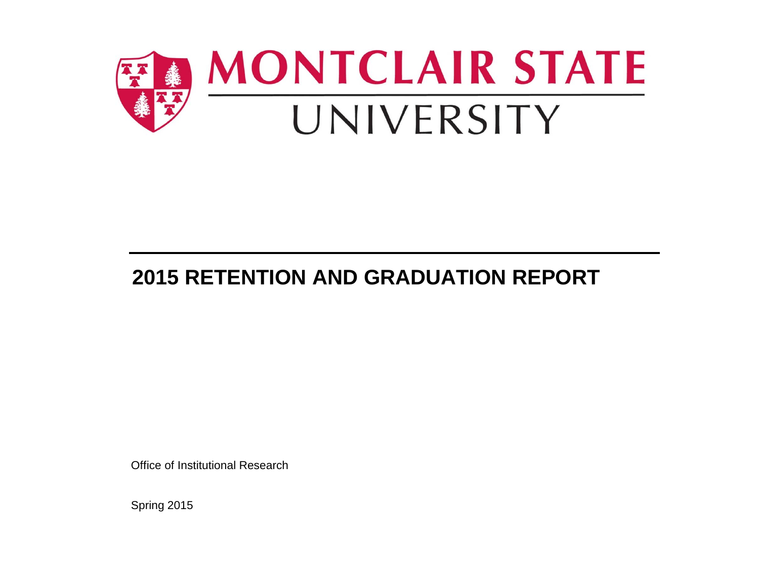MONTCLAIR STATE UNIVERSITY

# 2015 RETENTION AND GRADUATION REPORT

Office of Institutional Research

Spring 2015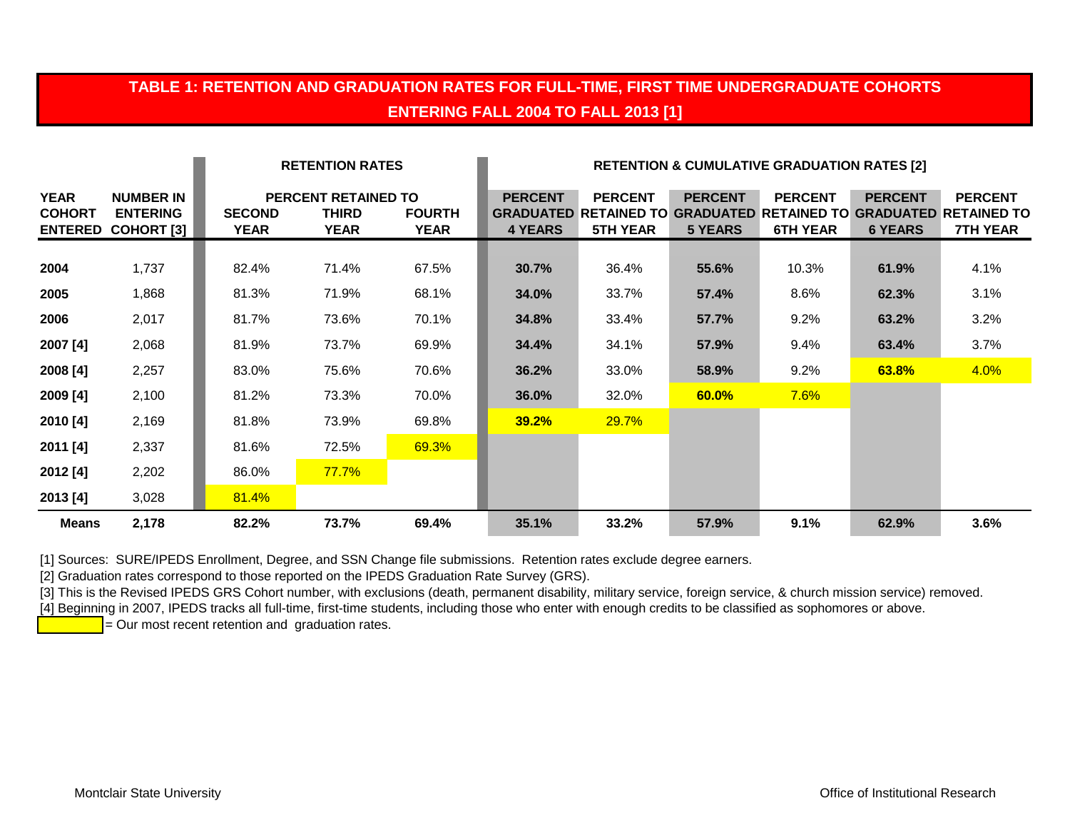## TABLE 1: RETENTION AND GRADUATION RATES FOR FULL-TIME, FIRST TIME UNDERGRADUATE COHORTS ENTERING FALL 2004 TO FALL 2013 [1]

| | | RETENTION RATES | | | RETENTION & CUMULATIVE GRADUATION RATES [2] | | | | | |
|---|---|---|---|---|---|---|---|---|---|---|
| | | PERCENT RETAINED TO | | | | | | | | |
| YEAR COHORT ENTERED | NUMBER IN ENTERING COHORT [3] | SECOND YEAR | THIRD YEAR | FOURTH YEAR | PERCENT GRADUATED 4 YEARS | PERCENT RETAINED TO 5TH YEAR | PERCENT GRADUATED 5 YEARS | PERCENT RETAINED TO 6TH YEAR | PERCENT GRADUATED 6 YEARS | PERCENT RETAINED TO 7TH YEAR |
| **2004** | 1,737 | 82.4% | 71.4% | 67.5% | **30.7%** | 36.4% | **55.6%** | 10.3% | **61.9%** | 4.1% |
| **2005** | 1,868 | 81.3% | 71.9% | 68.1% | **34.0%** | 33.7% | **57.4%** | 8.6% | **62.3%** | 3.1% |
| **2006** | 2,017 | 81.7% | 73.6% | 70.1% | **34.8%** | 33.4% | **57.7%** | 9.2% | **63.2%** | 3.2% |
| **2007 [4]** | 2,068 | 81.9% | 73.7% | 69.9% | **34.4%** | 34.1% | **57.9%** | 9.4% | **63.4%** | 3.7% |
| **2008 [4]** | 2,257 | 83.0% | 75.6% | 70.6% | **36.2%** | 33.0% | **58.9%** | 9.2% | **63.8%** | 4.0% |
| **2009 [4]** | 2,100 | 81.2% | 73.3% | 70.0% | **36.0%** | 32.0% | **60.0%** | 7.6% | | |
| **2010 [4]** | 2,169 | 81.8% | 73.9% | 69.8% | **39.2%** | 29.7% | | | | |
| **2011 [4]** | 2,337 | 81.6% | 72.5% | 69.3% | | | | | | |
| **2012 [4]** | 2,202 | 86.0% | 77.7% | | | | | | | |
| **2013 [4]** | 3,028 | 81.4% | | | | | | | | |
| **Means** | **2,178** | **82.2%** | **73.7%** | **69.4%** | **35.1%** | **33.2%** | **57.9%** | **9.1%** | **62.9%** | **3.6%** |

[1] Sources: SURE/IPEDS Enrollment, Degree, and SSN Change file submissions. Retention rates exclude degree earners.

[2] Graduation rates correspond to those reported on the IPEDS Graduation Rate Survey (GRS).

[3] This is the Revised IPEDS GRS Cohort number, with exclusions (death, permanent disability, military service, foreign service, & church mission service) removed.

[4] Beginning in 2007, IPEDS tracks all full-time, first-time students, including those who enter with enough credits to be classified as sophomores or above.

(highlighted) = Our most recent retention and graduation rates.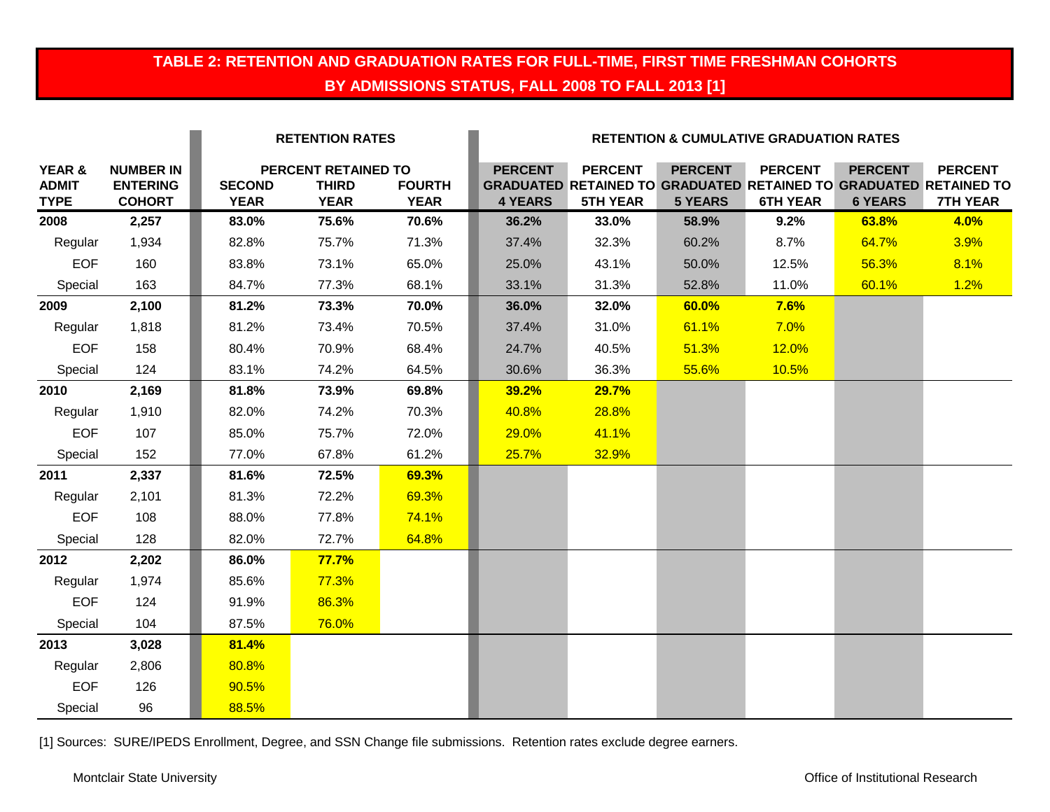# TABLE 2: RETENTION AND GRADUATION RATES FOR FULL-TIME, FIRST TIME FRESHMAN COHORTS BY ADMISSIONS STATUS, FALL 2008 TO FALL 2013 [1]

| | | RETENTION RATES | | | RETENTION & CUMULATIVE GRADUATION RATES | | | | | |
|---|---|---|---|---|---|---|---|---|---|---|
| | | PERCENT RETAINED TO | | | | | | | | |
| YEAR & ADMIT TYPE | NUMBER IN ENTERING COHORT | SECOND YEAR | THIRD YEAR | FOURTH YEAR | PERCENT GRADUATED 4 YEARS | PERCENT RETAINED TO 5TH YEAR | PERCENT GRADUATED 5 YEARS | PERCENT RETAINED TO 6TH YEAR | PERCENT GRADUATED 6 YEARS | PERCENT RETAINED TO 7TH YEAR |
| **2008** | **2,257** | **83.0%** | **75.6%** | **70.6%** | **36.2%** | **33.0%** | **58.9%** | **9.2%** | **63.8%** | **4.0%** |
| Regular | 1,934 | 82.8% | 75.7% | 71.3% | 37.4% | 32.3% | 60.2% | 8.7% | 64.7% | 3.9% |
| EOF | 160 | 83.8% | 73.1% | 65.0% | 25.0% | 43.1% | 50.0% | 12.5% | 56.3% | 8.1% |
| Special | 163 | 84.7% | 77.3% | 68.1% | 33.1% | 31.3% | 52.8% | 11.0% | 60.1% | 1.2% |
| **2009** | **2,100** | **81.2%** | **73.3%** | **70.0%** | **36.0%** | **32.0%** | **60.0%** | **7.6%** | | |
| Regular | 1,818 | 81.2% | 73.4% | 70.5% | 37.4% | 31.0% | 61.1% | 7.0% | | |
| EOF | 158 | 80.4% | 70.9% | 68.4% | 24.7% | 40.5% | 51.3% | 12.0% | | |
| Special | 124 | 83.1% | 74.2% | 64.5% | 30.6% | 36.3% | 55.6% | 10.5% | | |
| **2010** | **2,169** | **81.8%** | **73.9%** | **69.8%** | **39.2%** | **29.7%** | | | | |
| Regular | 1,910 | 82.0% | 74.2% | 70.3% | 40.8% | 28.8% | | | | |
| EOF | 107 | 85.0% | 75.7% | 72.0% | 29.0% | 41.1% | | | | |
| Special | 152 | 77.0% | 67.8% | 61.2% | 25.7% | 32.9% | | | | |
| **2011** | **2,337** | **81.6%** | **72.5%** | **69.3%** | | | | | | |
| Regular | 2,101 | 81.3% | 72.2% | 69.3% | | | | | | |
| EOF | 108 | 88.0% | 77.8% | 74.1% | | | | | | |
| Special | 128 | 82.0% | 72.7% | 64.8% | | | | | | |
| **2012** | **2,202** | **86.0%** | **77.7%** | | | | | | | |
| Regular | 1,974 | 85.6% | 77.3% | | | | | | | |
| EOF | 124 | 91.9% | 86.3% | | | | | | | |
| Special | 104 | 87.5% | 76.0% | | | | | | | |
| **2013** | **3,028** | **81.4%** | | | | | | | | |
| Regular | 2,806 | 80.8% | | | | | | | | |
| EOF | 126 | 90.5% | | | | | | | | |
| Special | 96 | 88.5% | | | | | | | | |

[1] Sources: SURE/IPEDS Enrollment, Degree, and SSN Change file submissions. Retention rates exclude degree earners.

Montclair State University Office of Institutional Research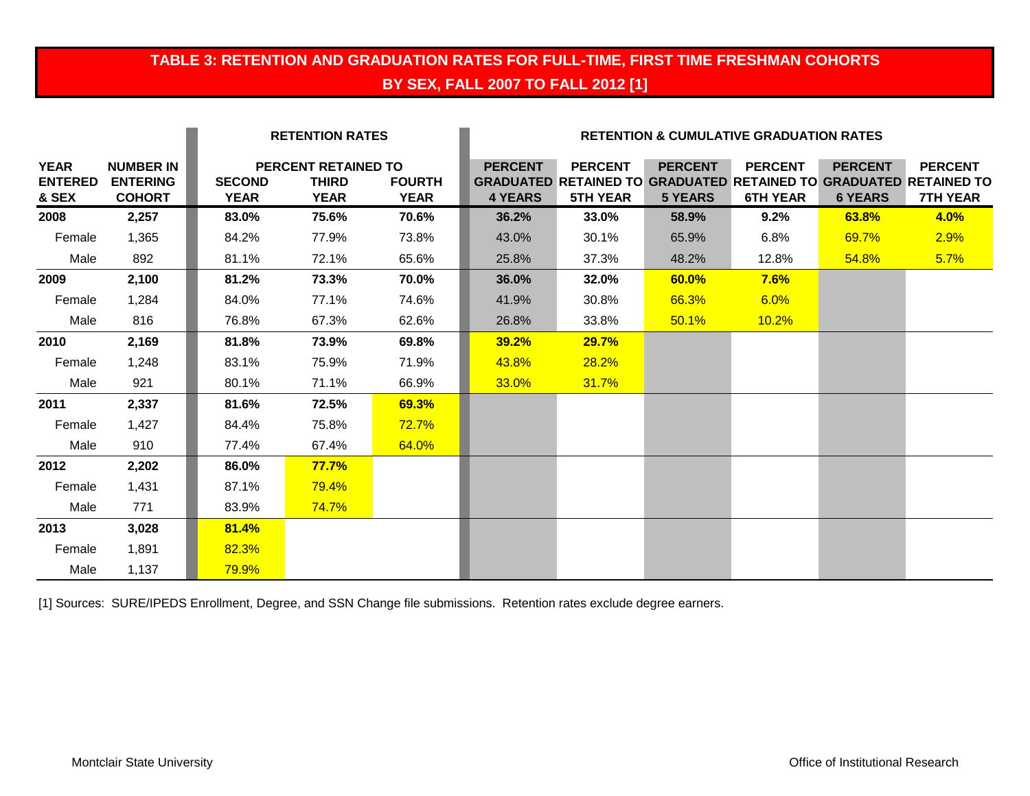## TABLE 3: RETENTION AND GRADUATION RATES FOR FULL-TIME, FIRST TIME FRESHMAN COHORTS BY SEX, FALL 2007 TO FALL 2012 [1]

| | | RETENTION RATES | | | RETENTION & CUMULATIVE GRADUATION RATES | | | | | |
|---|---|---|---|---|---|---|---|---|---|---|
| | | PERCENT RETAINED TO | | | | | | | | |
| YEAR ENTERED & SEX | NUMBER IN ENTERING COHORT | SECOND YEAR | THIRD YEAR | FOURTH YEAR | PERCENT GRADUATED 4 YEARS | PERCENT RETAINED TO 5TH YEAR | PERCENT GRADUATED 5 YEARS | PERCENT RETAINED TO 6TH YEAR | PERCENT GRADUATED 6 YEARS | PERCENT RETAINED TO 7TH YEAR |
| **2008** | **2,257** | **83.0%** | **75.6%** | **70.6%** | **36.2%** | **33.0%** | **58.9%** | **9.2%** | **63.8%** | **4.0%** |
| Female | 1,365 | 84.2% | 77.9% | 73.8% | 43.0% | 30.1% | 65.9% | 6.8% | 69.7% | 2.9% |
| Male | 892 | 81.1% | 72.1% | 65.6% | 25.8% | 37.3% | 48.2% | 12.8% | 54.8% | 5.7% |
| **2009** | **2,100** | **81.2%** | **73.3%** | **70.0%** | **36.0%** | **32.0%** | **60.0%** | **7.6%** | | |
| Female | 1,284 | 84.0% | 77.1% | 74.6% | 41.9% | 30.8% | 66.3% | 6.0% | | |
| Male | 816 | 76.8% | 67.3% | 62.6% | 26.8% | 33.8% | 50.1% | 10.2% | | |
| **2010** | **2,169** | **81.8%** | **73.9%** | **69.8%** | **39.2%** | **29.7%** | | | | |
| Female | 1,248 | 83.1% | 75.9% | 71.9% | 43.8% | 28.2% | | | | |
| Male | 921 | 80.1% | 71.1% | 66.9% | 33.0% | 31.7% | | | | |
| **2011** | **2,337** | **81.6%** | **72.5%** | **69.3%** | | | | | | |
| Female | 1,427 | 84.4% | 75.8% | 72.7% | | | | | | |
| Male | 910 | 77.4% | 67.4% | 64.0% | | | | | | |
| **2012** | **2,202** | **86.0%** | **77.7%** | | | | | | | |
| Female | 1,431 | 87.1% | 79.4% | | | | | | | |
| Male | 771 | 83.9% | 74.7% | | | | | | | |
| **2013** | **3,028** | **81.4%** | | | | | | | | |
| Female | 1,891 | 82.3% | | | | | | | | |
| Male | 1,137 | 79.9% | | | | | | | | |

[1] Sources: SURE/IPEDS Enrollment, Degree, and SSN Change file submissions. Retention rates exclude degree earners.

Montclair State University

Office of Institutional Research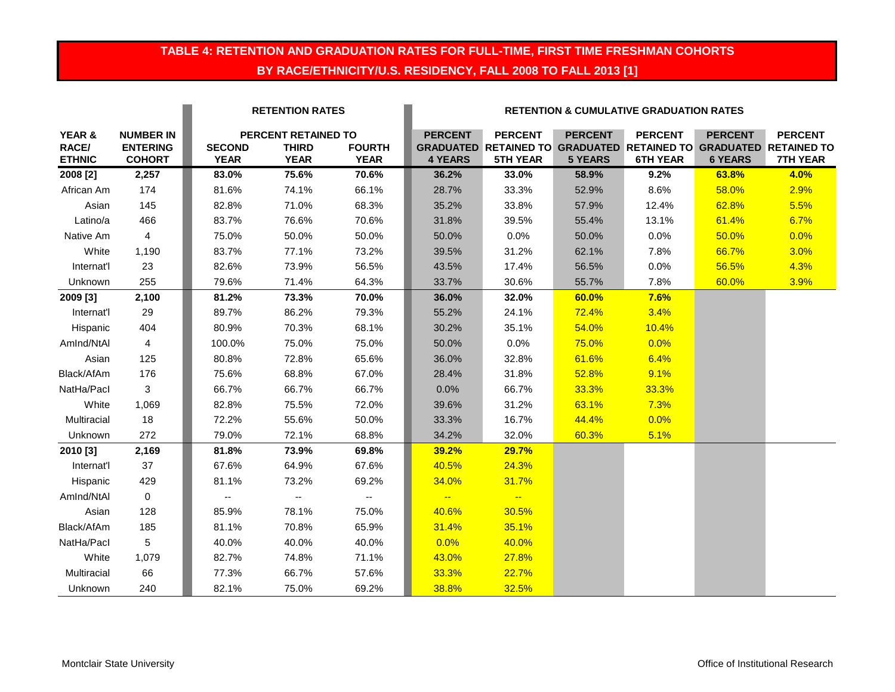## TABLE 4: RETENTION AND GRADUATION RATES FOR FULL-TIME, FIRST TIME FRESHMAN COHORTS BY RACE/ETHNICITY/U.S. RESIDENCY, FALL 2008 TO FALL 2013 [1]

| | | RETENTION RATES | | | RETENTION & CUMULATIVE GRADUATION RATES | | | | | |
|---|---|---|---|---|---|---|---|---|---|---|
| | | PERCENT RETAINED TO | | | | | | | | |
| **YEAR & RACE/ ETHNIC** | **NUMBER IN ENTERING COHORT** | **SECOND YEAR** | **THIRD YEAR** | **FOURTH YEAR** | **PERCENT GRADUATED 4 YEARS** | **PERCENT RETAINED TO 5TH YEAR** | **PERCENT GRADUATED 5 YEARS** | **PERCENT RETAINED TO 6TH YEAR** | **PERCENT GRADUATED 6 YEARS** | **PERCENT RETAINED TO 7TH YEAR** |
| **2008 [2]** | **2,257** | **83.0%** | **75.6%** | **70.6%** | **36.2%** | **33.0%** | **58.9%** | **9.2%** | **63.8%** | **4.0%** |
| African Am | 174 | 81.6% | 74.1% | 66.1% | 28.7% | 33.3% | 52.9% | 8.6% | 58.0% | 2.9% |
| Asian | 145 | 82.8% | 71.0% | 68.3% | 35.2% | 33.8% | 57.9% | 12.4% | 62.8% | 5.5% |
| Latino/a | 466 | 83.7% | 76.6% | 70.6% | 31.8% | 39.5% | 55.4% | 13.1% | 61.4% | 6.7% |
| Native Am | 4 | 75.0% | 50.0% | 50.0% | 50.0% | 0.0% | 50.0% | 0.0% | 50.0% | 0.0% |
| White | 1,190 | 83.7% | 77.1% | 73.2% | 39.5% | 31.2% | 62.1% | 7.8% | 66.7% | 3.0% |
| Internat'l | 23 | 82.6% | 73.9% | 56.5% | 43.5% | 17.4% | 56.5% | 0.0% | 56.5% | 4.3% |
| Unknown | 255 | 79.6% | 71.4% | 64.3% | 33.7% | 30.6% | 55.7% | 7.8% | 60.0% | 3.9% |
| **2009 [3]** | **2,100** | **81.2%** | **73.3%** | **70.0%** | **36.0%** | **32.0%** | **60.0%** | **7.6%** | | |
| Internat'l | 29 | 89.7% | 86.2% | 79.3% | 55.2% | 24.1% | 72.4% | 3.4% | | |
| Hispanic | 404 | 80.9% | 70.3% | 68.1% | 30.2% | 35.1% | 54.0% | 10.4% | | |
| AmInd/NtAl | 4 | 100.0% | 75.0% | 75.0% | 50.0% | 0.0% | 75.0% | 0.0% | | |
| Asian | 125 | 80.8% | 72.8% | 65.6% | 36.0% | 32.8% | 61.6% | 6.4% | | |
| Black/AfAm | 176 | 75.6% | 68.8% | 67.0% | 28.4% | 31.8% | 52.8% | 9.1% | | |
| NatHa/PacI | 3 | 66.7% | 66.7% | 66.7% | 0.0% | 66.7% | 33.3% | 33.3% | | |
| White | 1,069 | 82.8% | 75.5% | 72.0% | 39.6% | 31.2% | 63.1% | 7.3% | | |
| Multiracial | 18 | 72.2% | 55.6% | 50.0% | 33.3% | 16.7% | 44.4% | 0.0% | | |
| Unknown | 272 | 79.0% | 72.1% | 68.8% | 34.2% | 32.0% | 60.3% | 5.1% | | |
| **2010 [3]** | **2,169** | **81.8%** | **73.9%** | **69.8%** | **39.2%** | **29.7%** | | | | |
| Internat'l | 37 | 67.6% | 64.9% | 67.6% | 40.5% | 24.3% | | | | |
| Hispanic | 429 | 81.1% | 73.2% | 69.2% | 34.0% | 31.7% | | | | |
| AmInd/NtAl | 0 | -- | -- | -- | -- | -- | | | | |
| Asian | 128 | 85.9% | 78.1% | 75.0% | 40.6% | 30.5% | | | | |
| Black/AfAm | 185 | 81.1% | 70.8% | 65.9% | 31.4% | 35.1% | | | | |
| NatHa/PacI | 5 | 40.0% | 40.0% | 40.0% | 0.0% | 40.0% | | | | |
| White | 1,079 | 82.7% | 74.8% | 71.1% | 43.0% | 27.8% | | | | |
| Multiracial | 66 | 77.3% | 66.7% | 57.6% | 33.3% | 22.7% | | | | |
| Unknown | 240 | 82.1% | 75.0% | 69.2% | 38.8% | 32.5% | | | | |

Montclair State University

Office of Institutional Research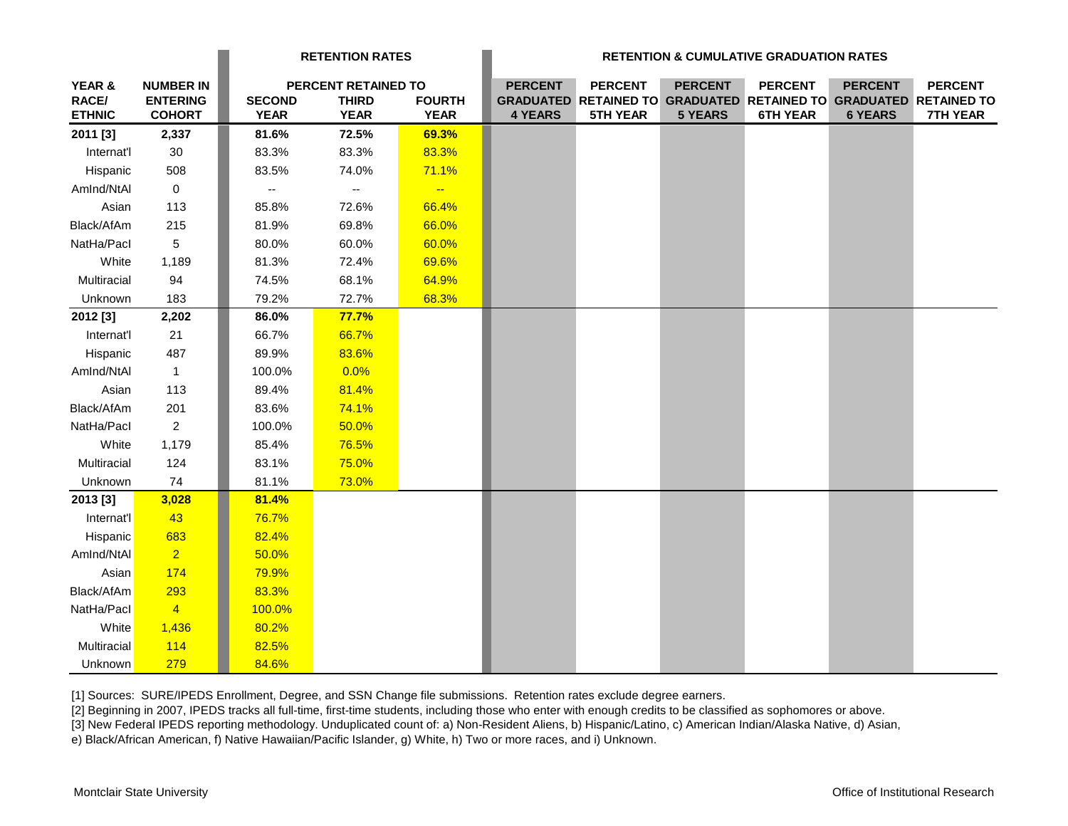| YEAR & RACE/ ETHNIC | NUMBER IN ENTERING COHORT | RETENTION RATES | | | RETENTION & CUMULATIVE GRADUATION RATES | | | | | |
|---|---|---|---|---|---|---|---|---|---|---|
| | | PERCENT RETAINED TO | | | | | | | | |
| | | SECOND YEAR | THIRD YEAR | FOURTH YEAR | PERCENT GRADUATED 4 YEARS | PERCENT RETAINED TO 5TH YEAR | PERCENT GRADUATED 5 YEARS | PERCENT RETAINED TO 6TH YEAR | PERCENT GRADUATED 6 YEARS | PERCENT RETAINED TO 7TH YEAR |
| **2011 [3]** | **2,337** | **81.6%** | **72.5%** | **69.3%** | | | | | | |
| Internat'l | 30 | 83.3% | 83.3% | 83.3% | | | | | | |
| Hispanic | 508 | 83.5% | 74.0% | 71.1% | | | | | | |
| AmInd/NtAl | 0 | -- | -- | -- | | | | | | |
| Asian | 113 | 85.8% | 72.6% | 66.4% | | | | | | |
| Black/AfAm | 215 | 81.9% | 69.8% | 66.0% | | | | | | |
| NatHa/PacI | 5 | 80.0% | 60.0% | 60.0% | | | | | | |
| White | 1,189 | 81.3% | 72.4% | 69.6% | | | | | | |
| Multiracial | 94 | 74.5% | 68.1% | 64.9% | | | | | | |
| Unknown | 183 | 79.2% | 72.7% | 68.3% | | | | | | |
| **2012 [3]** | **2,202** | **86.0%** | **77.7%** | | | | | | | |
| Internat'l | 21 | 66.7% | 66.7% | | | | | | | |
| Hispanic | 487 | 89.9% | 83.6% | | | | | | | |
| AmInd/NtAl | 1 | 100.0% | 0.0% | | | | | | | |
| Asian | 113 | 89.4% | 81.4% | | | | | | | |
| Black/AfAm | 201 | 83.6% | 74.1% | | | | | | | |
| NatHa/PacI | 2 | 100.0% | 50.0% | | | | | | | |
| White | 1,179 | 85.4% | 76.5% | | | | | | | |
| Multiracial | 124 | 83.1% | 75.0% | | | | | | | |
| Unknown | 74 | 81.1% | 73.0% | | | | | | | |
| **2013 [3]** | **3,028** | **81.4%** | | | | | | | | |
| Internat'l | 43 | 76.7% | | | | | | | | |
| Hispanic | 683 | 82.4% | | | | | | | | |
| AmInd/NtAl | 2 | 50.0% | | | | | | | | |
| Asian | 174 | 79.9% | | | | | | | | |
| Black/AfAm | 293 | 83.3% | | | | | | | | |
| NatHa/PacI | 4 | 100.0% | | | | | | | | |
| White | 1,436 | 80.2% | | | | | | | | |
| Multiracial | 114 | 82.5% | | | | | | | | |
| Unknown | 279 | 84.6% | | | | | | | | |

[1] Sources: SURE/IPEDS Enrollment, Degree, and SSN Change file submissions. Retention rates exclude degree earners.

[2] Beginning in 2007, IPEDS tracks all full-time, first-time students, including those who enter with enough credits to be classified as sophomores or above.

[3] New Federal IPEDS reporting methodology. Unduplicated count of: a) Non-Resident Aliens, b) Hispanic/Latino, c) American Indian/Alaska Native, d) Asian, e) Black/African American, f) Native Hawaiian/Pacific Islander, g) White, h) Two or more races, and i) Unknown.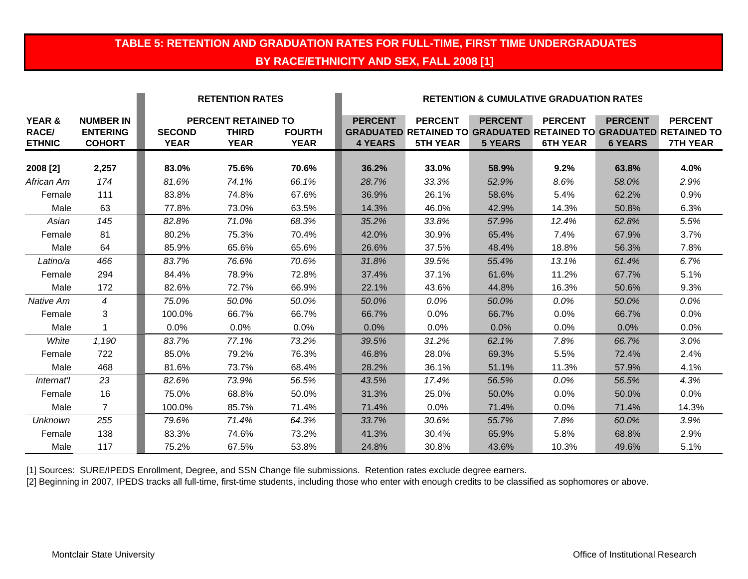## TABLE 5: RETENTION AND GRADUATION RATES FOR FULL-TIME, FIRST TIME UNDERGRADUATES BY RACE/ETHNICITY AND SEX, FALL 2008 [1]

| | | RETENTION RATES | | | RETENTION & CUMULATIVE GRADUATION RATES | | | | | |
|---|---|---|---|---|---|---|---|---|---|---|
| | | PERCENT RETAINED TO | | | | | | | | |
| YEAR & RACE/ ETHNIC | NUMBER IN ENTERING COHORT | SECOND YEAR | THIRD YEAR | FOURTH YEAR | PERCENT GRADUATED 4 YEARS | PERCENT RETAINED TO 5TH YEAR | PERCENT GRADUATED 5 YEARS | PERCENT RETAINED TO 6TH YEAR | PERCENT GRADUATED 6 YEARS | PERCENT RETAINED TO 7TH YEAR |
| **2008 [2]** | **2,257** | **83.0%** | **75.6%** | **70.6%** | **36.2%** | **33.0%** | **58.9%** | **9.2%** | **63.8%** | **4.0%** |
| *African Am* | *174* | *81.6%* | *74.1%* | *66.1%* | *28.7%* | *33.3%* | *52.9%* | *8.6%* | *58.0%* | *2.9%* |
| Female | 111 | 83.8% | 74.8% | 67.6% | 36.9% | 26.1% | 58.6% | 5.4% | 62.2% | 0.9% |
| Male | 63 | 77.8% | 73.0% | 63.5% | 14.3% | 46.0% | 42.9% | 14.3% | 50.8% | 6.3% |
| *Asian* | *145* | *82.8%* | *71.0%* | *68.3%* | *35.2%* | *33.8%* | *57.9%* | *12.4%* | *62.8%* | *5.5%* |
| Female | 81 | 80.2% | 75.3% | 70.4% | 42.0% | 30.9% | 65.4% | 7.4% | 67.9% | 3.7% |
| Male | 64 | 85.9% | 65.6% | 65.6% | 26.6% | 37.5% | 48.4% | 18.8% | 56.3% | 7.8% |
| *Latino/a* | *466* | *83.7%* | *76.6%* | *70.6%* | *31.8%* | *39.5%* | *55.4%* | *13.1%* | *61.4%* | *6.7%* |
| Female | 294 | 84.4% | 78.9% | 72.8% | 37.4% | 37.1% | 61.6% | 11.2% | 67.7% | 5.1% |
| Male | 172 | 82.6% | 72.7% | 66.9% | 22.1% | 43.6% | 44.8% | 16.3% | 50.6% | 9.3% |
| *Native Am* | *4* | *75.0%* | *50.0%* | *50.0%* | *50.0%* | *0.0%* | *50.0%* | *0.0%* | *50.0%* | *0.0%* |
| Female | 3 | 100.0% | 66.7% | 66.7% | 66.7% | 0.0% | 66.7% | 0.0% | 66.7% | 0.0% |
| Male | 1 | 0.0% | 0.0% | 0.0% | 0.0% | 0.0% | 0.0% | 0.0% | 0.0% | 0.0% |
| *White* | *1,190* | *83.7%* | *77.1%* | *73.2%* | *39.5%* | *31.2%* | *62.1%* | *7.8%* | *66.7%* | *3.0%* |
| Female | 722 | 85.0% | 79.2% | 76.3% | 46.8% | 28.0% | 69.3% | 5.5% | 72.4% | 2.4% |
| Male | 468 | 81.6% | 73.7% | 68.4% | 28.2% | 36.1% | 51.1% | 11.3% | 57.9% | 4.1% |
| *Internat'l* | *23* | *82.6%* | *73.9%* | *56.5%* | *43.5%* | *17.4%* | *56.5%* | *0.0%* | *56.5%* | *4.3%* |
| Female | 16 | 75.0% | 68.8% | 50.0% | 31.3% | 25.0% | 50.0% | 0.0% | 50.0% | 0.0% |
| Male | 7 | 100.0% | 85.7% | 71.4% | 71.4% | 0.0% | 71.4% | 0.0% | 71.4% | 14.3% |
| *Unknown* | *255* | *79.6%* | *71.4%* | *64.3%* | *33.7%* | *30.6%* | *55.7%* | *7.8%* | *60.0%* | *3.9%* |
| Female | 138 | 83.3% | 74.6% | 73.2% | 41.3% | 30.4% | 65.9% | 5.8% | 68.8% | 2.9% |
| Male | 117 | 75.2% | 67.5% | 53.8% | 24.8% | 30.8% | 43.6% | 10.3% | 49.6% | 5.1% |

[1] Sources: SURE/IPEDS Enrollment, Degree, and SSN Change file submissions. Retention rates exclude degree earners.

[2] Beginning in 2007, IPEDS tracks all full-time, first-time students, including those who enter with enough credits to be classified as sophomores or above.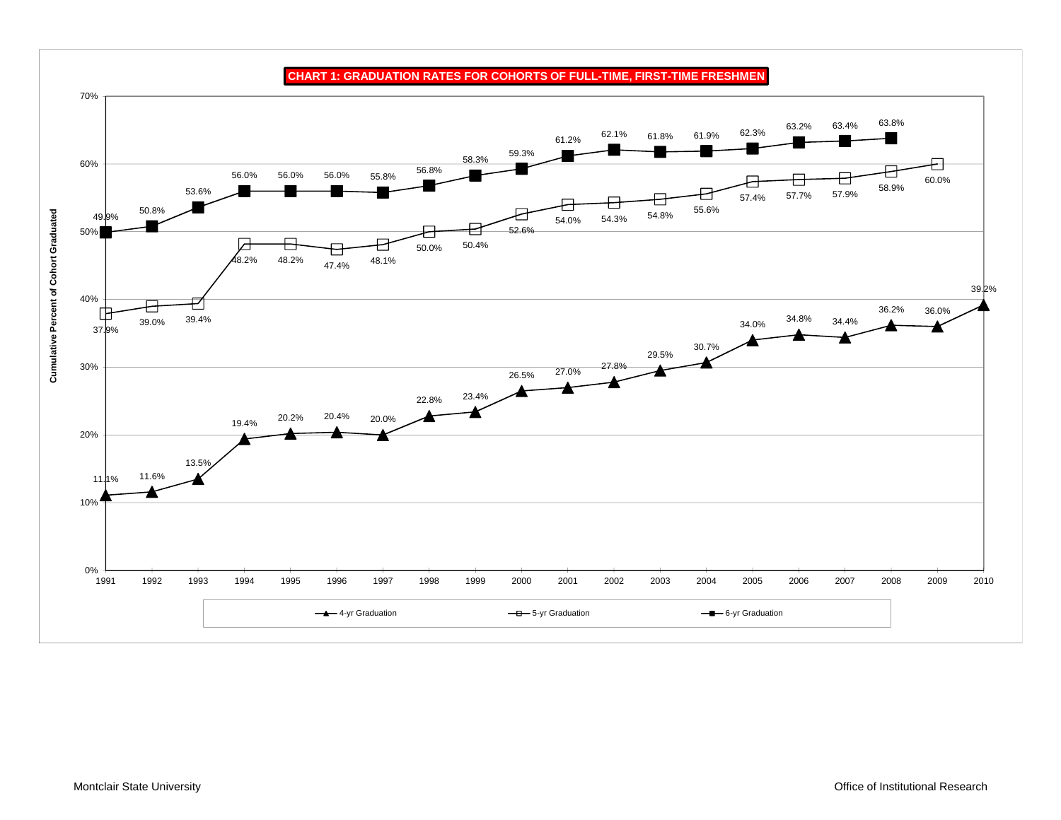**CHART 1: GRADUATION RATES FOR COHORTS OF FULL-TIME, FIRST-TIME FRESHMEN**

Cumulative Percent of Cohort Graduated

| Cohort | 4-yr Graduation | 5-yr Graduation | 6-yr Graduation |
|---|---|---|---|
| 1991 | 11.1% | 37.9% | 49.9% |
| 1992 | 11.6% | 39.0% | 50.8% |
| 1993 | 13.5% | 39.4% | 53.6% |
| 1994 | 19.4% | 48.2% | 56.0% |
| 1995 | 20.2% | 48.2% | 56.0% |
| 1996 | 20.4% | 47.4% | 56.0% |
| 1997 | 20.0% | 48.1% | 55.8% |
| 1998 | 22.8% | 50.0% | 56.8% |
| 1999 | 23.4% | 50.4% | 58.3% |
| 2000 | 26.5% | 52.6% | 59.3% |
| 2001 | 27.0% | 54.0% | 61.2% |
| 2002 | 27.8% | 54.3% | 62.1% |
| 2003 | 29.5% | 54.8% | 61.8% |
| 2004 | 30.7% | 55.6% | 61.9% |
| 2005 | 34.0% | 57.4% | 62.3% |
| 2006 | 34.8% | 57.7% | 63.2% |
| 2007 | 34.4% | 57.9% | 63.4% |
| 2008 | 36.2% | 58.9% | 63.8% |
| 2009 | 36.0% | 60.0% | |
| 2010 | 39.2% | | |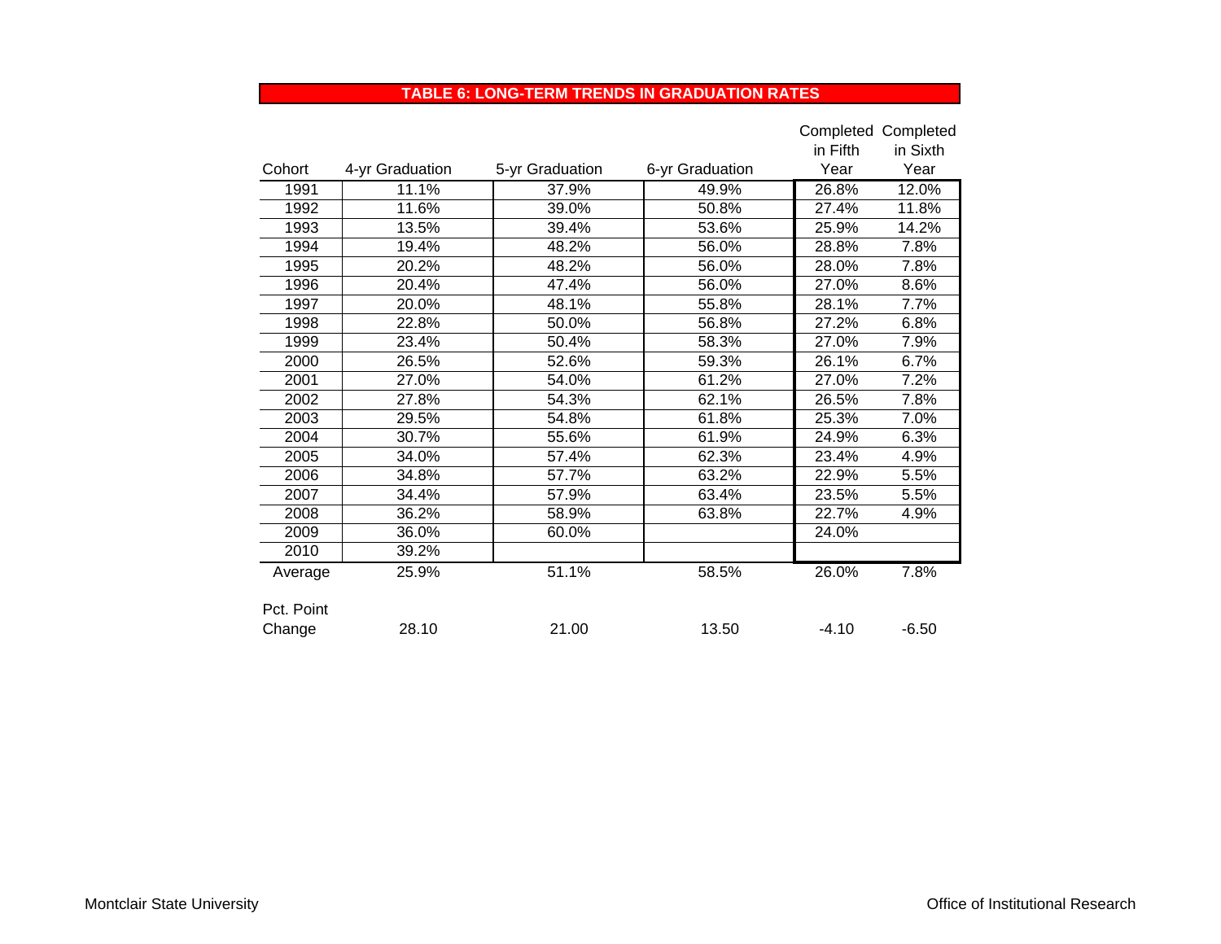## TABLE 6: LONG-TERM TRENDS IN GRADUATION RATES

| Cohort | 4-yr Graduation | 5-yr Graduation | 6-yr Graduation | Completed in Fifth Year | Completed in Sixth Year |
|---|---|---|---|---|---|
| 1991 | 11.1% | 37.9% | 49.9% | 26.8% | 12.0% |
| 1992 | 11.6% | 39.0% | 50.8% | 27.4% | 11.8% |
| 1993 | 13.5% | 39.4% | 53.6% | 25.9% | 14.2% |
| 1994 | 19.4% | 48.2% | 56.0% | 28.8% | 7.8% |
| 1995 | 20.2% | 48.2% | 56.0% | 28.0% | 7.8% |
| 1996 | 20.4% | 47.4% | 56.0% | 27.0% | 8.6% |
| 1997 | 20.0% | 48.1% | 55.8% | 28.1% | 7.7% |
| 1998 | 22.8% | 50.0% | 56.8% | 27.2% | 6.8% |
| 1999 | 23.4% | 50.4% | 58.3% | 27.0% | 7.9% |
| 2000 | 26.5% | 52.6% | 59.3% | 26.1% | 6.7% |
| 2001 | 27.0% | 54.0% | 61.2% | 27.0% | 7.2% |
| 2002 | 27.8% | 54.3% | 62.1% | 26.5% | 7.8% |
| 2003 | 29.5% | 54.8% | 61.8% | 25.3% | 7.0% |
| 2004 | 30.7% | 55.6% | 61.9% | 24.9% | 6.3% |
| 2005 | 34.0% | 57.4% | 62.3% | 23.4% | 4.9% |
| 2006 | 34.8% | 57.7% | 63.2% | 22.9% | 5.5% |
| 2007 | 34.4% | 57.9% | 63.4% | 23.5% | 5.5% |
| 2008 | 36.2% | 58.9% | 63.8% | 22.7% | 4.9% |
| 2009 | 36.0% | 60.0% | | 24.0% | |
| 2010 | 39.2% | | | | |
| Average | 25.9% | 51.1% | 58.5% | 26.0% | 7.8% |
| Pct. Point Change | 28.10 | 21.00 | 13.50 | -4.10 | -6.50 |

Montclair State University

Office of Institutional Research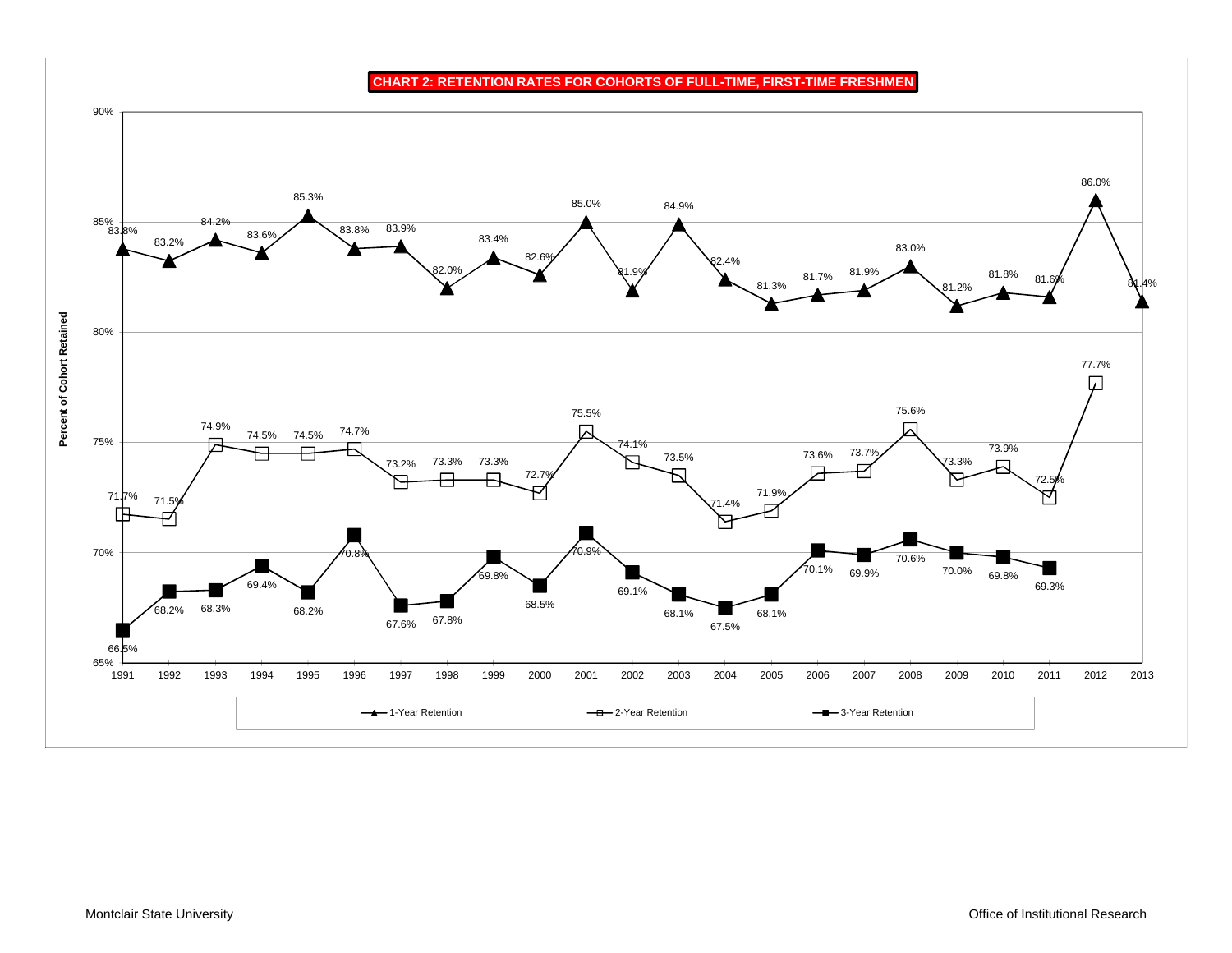**CHART 2: RETENTION RATES FOR COHORTS OF FULL-TIME, FIRST-TIME FRESHMEN**

| Cohort | 1-Year Retention | 2-Year Retention | 3-Year Retention |
|---|---|---|---|
| 1991 | 83.8% | 71.7% | 66.5% |
| 1992 | 83.2% | 71.5% | 68.2% |
| 1993 | 84.2% | 74.9% | 68.3% |
| 1994 | 83.6% | 74.5% | 69.4% |
| 1995 | 85.3% | 74.5% | 68.2% |
| 1996 | 83.8% | 74.7% | 70.8% |
| 1997 | 83.9% | 73.2% | 67.6% |
| 1998 | 82.0% | 73.3% | 67.8% |
| 1999 | 83.4% | 73.3% | 69.8% |
| 2000 | 82.6% | 72.7% | 68.5% |
| 2001 | 85.0% | 75.5% | 70.9% |
| 2002 | 81.9% | 74.1% | 69.1% |
| 2003 | 84.9% | 73.5% | 68.1% |
| 2004 | 82.4% | 71.4% | 67.5% |
| 2005 | 81.3% | 71.9% | 68.1% |
| 2006 | 81.7% | 73.6% | 70.1% |
| 2007 | 81.9% | 73.7% | 69.9% |
| 2008 | 83.0% | 75.6% | 70.6% |
| 2009 | 81.2% | 73.3% | 70.0% |
| 2010 | 81.8% | 73.9% | 69.8% |
| 2011 | 81.6% | 72.5% | 69.3% |
| 2012 | 86.0% | 77.7% | |
| 2013 | 81.4% | | |

Percent of Cohort Retained

Montclair State University

Office of Institutional Research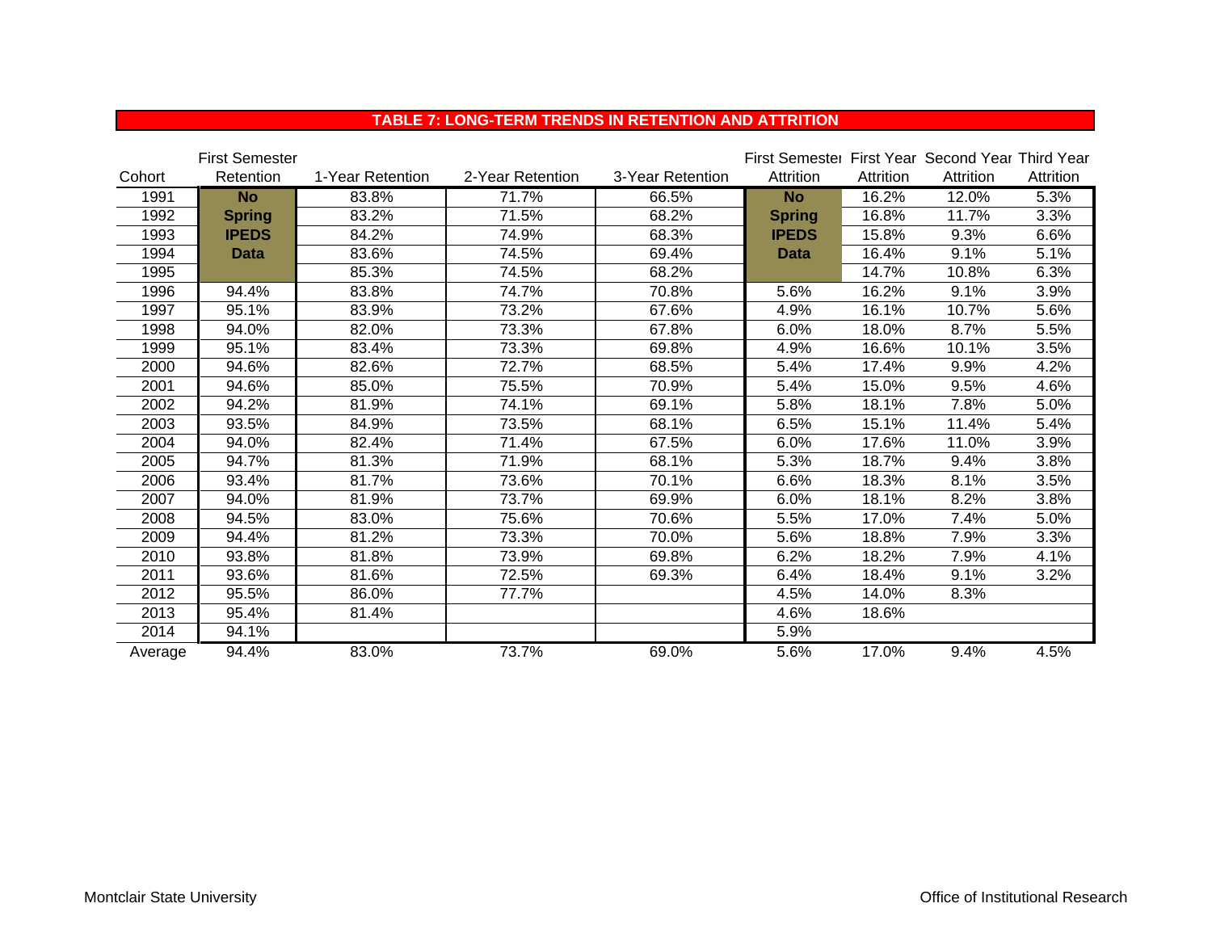## TABLE 7: LONG-TERM TRENDS IN RETENTION AND ATTRITION

| Cohort | First Semester Retention | 1-Year Retention | 2-Year Retention | 3-Year Retention | First Semester Attrition | First Year Attrition | Second Year Attrition | Third Year Attrition |
|---|---|---|---|---|---|---|---|---|
| 1991 | **No** | 83.8% | 71.7% | 66.5% | **No** | 16.2% | 12.0% | 5.3% |
| 1992 | **Spring** | 83.2% | 71.5% | 68.2% | **Spring** | 16.8% | 11.7% | 3.3% |
| 1993 | **IPEDS** | 84.2% | 74.9% | 68.3% | **IPEDS** | 15.8% | 9.3% | 6.6% |
| 1994 | **Data** | 83.6% | 74.5% | 69.4% | **Data** | 16.4% | 9.1% | 5.1% |
| 1995 | | 85.3% | 74.5% | 68.2% | | 14.7% | 10.8% | 6.3% |
| 1996 | 94.4% | 83.8% | 74.7% | 70.8% | 5.6% | 16.2% | 9.1% | 3.9% |
| 1997 | 95.1% | 83.9% | 73.2% | 67.6% | 4.9% | 16.1% | 10.7% | 5.6% |
| 1998 | 94.0% | 82.0% | 73.3% | 67.8% | 6.0% | 18.0% | 8.7% | 5.5% |
| 1999 | 95.1% | 83.4% | 73.3% | 69.8% | 4.9% | 16.6% | 10.1% | 3.5% |
| 2000 | 94.6% | 82.6% | 72.7% | 68.5% | 5.4% | 17.4% | 9.9% | 4.2% |
| 2001 | 94.6% | 85.0% | 75.5% | 70.9% | 5.4% | 15.0% | 9.5% | 4.6% |
| 2002 | 94.2% | 81.9% | 74.1% | 69.1% | 5.8% | 18.1% | 7.8% | 5.0% |
| 2003 | 93.5% | 84.9% | 73.5% | 68.1% | 6.5% | 15.1% | 11.4% | 5.4% |
| 2004 | 94.0% | 82.4% | 71.4% | 67.5% | 6.0% | 17.6% | 11.0% | 3.9% |
| 2005 | 94.7% | 81.3% | 71.9% | 68.1% | 5.3% | 18.7% | 9.4% | 3.8% |
| 2006 | 93.4% | 81.7% | 73.6% | 70.1% | 6.6% | 18.3% | 8.1% | 3.5% |
| 2007 | 94.0% | 81.9% | 73.7% | 69.9% | 6.0% | 18.1% | 8.2% | 3.8% |
| 2008 | 94.5% | 83.0% | 75.6% | 70.6% | 5.5% | 17.0% | 7.4% | 5.0% |
| 2009 | 94.4% | 81.2% | 73.3% | 70.0% | 5.6% | 18.8% | 7.9% | 3.3% |
| 2010 | 93.8% | 81.8% | 73.9% | 69.8% | 6.2% | 18.2% | 7.9% | 4.1% |
| 2011 | 93.6% | 81.6% | 72.5% | 69.3% | 6.4% | 18.4% | 9.1% | 3.2% |
| 2012 | 95.5% | 86.0% | 77.7% | | 4.5% | 14.0% | 8.3% | |
| 2013 | 95.4% | 81.4% | | | 4.6% | 18.6% | | |
| 2014 | 94.1% | | | | 5.9% | | | |
| Average | 94.4% | 83.0% | 73.7% | 69.0% | 5.6% | 17.0% | 9.4% | 4.5% |

Montclair State University

Office of Institutional Research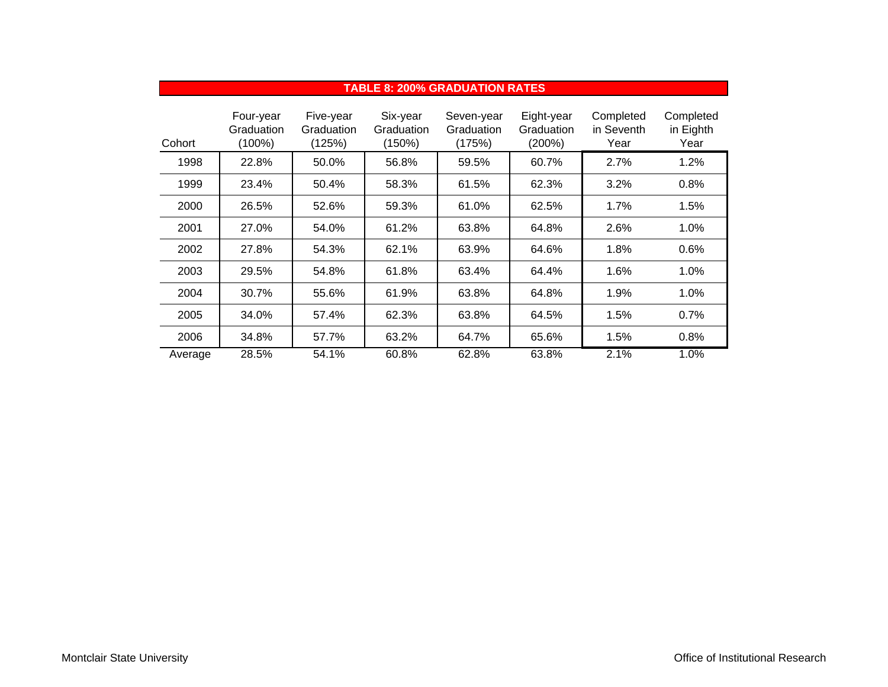## TABLE 8: 200% GRADUATION RATES

| Cohort | Four-year Graduation (100%) | Five-year Graduation (125%) | Six-year Graduation (150%) | Seven-year Graduation (175%) | Eight-year Graduation (200%) | Completed in Seventh Year | Completed in Eighth Year |
|---|---|---|---|---|---|---|---|
| 1998 | 22.8% | 50.0% | 56.8% | 59.5% | 60.7% | 2.7% | 1.2% |
| 1999 | 23.4% | 50.4% | 58.3% | 61.5% | 62.3% | 3.2% | 0.8% |
| 2000 | 26.5% | 52.6% | 59.3% | 61.0% | 62.5% | 1.7% | 1.5% |
| 2001 | 27.0% | 54.0% | 61.2% | 63.8% | 64.8% | 2.6% | 1.0% |
| 2002 | 27.8% | 54.3% | 62.1% | 63.9% | 64.6% | 1.8% | 0.6% |
| 2003 | 29.5% | 54.8% | 61.8% | 63.4% | 64.4% | 1.6% | 1.0% |
| 2004 | 30.7% | 55.6% | 61.9% | 63.8% | 64.8% | 1.9% | 1.0% |
| 2005 | 34.0% | 57.4% | 62.3% | 63.8% | 64.5% | 1.5% | 0.7% |
| 2006 | 34.8% | 57.7% | 63.2% | 64.7% | 65.6% | 1.5% | 0.8% |
| Average | 28.5% | 54.1% | 60.8% | 62.8% | 63.8% | 2.1% | 1.0% |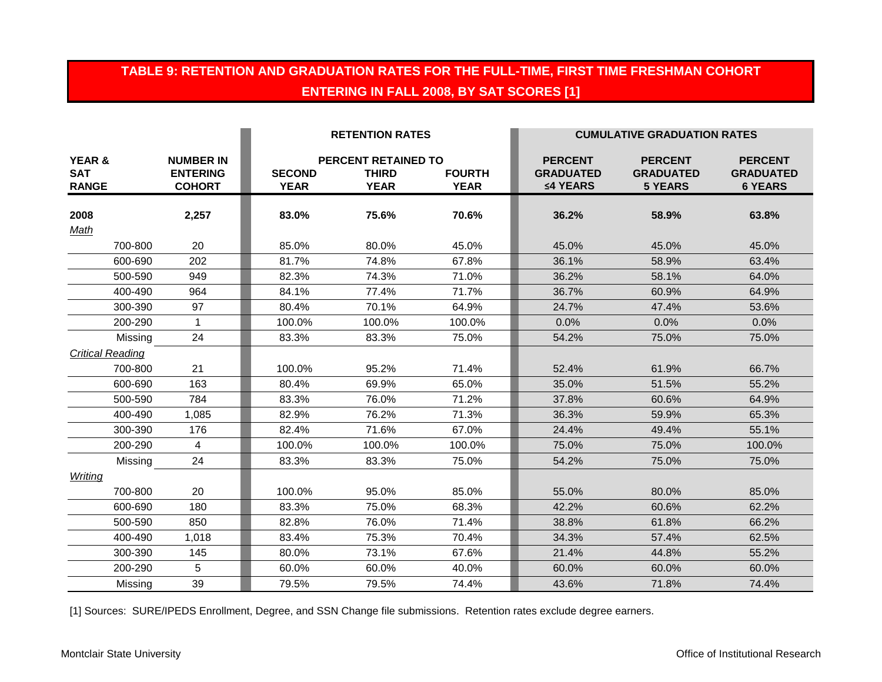## TABLE 9: RETENTION AND GRADUATION RATES FOR THE FULL-TIME, FIRST TIME FRESHMAN COHORT ENTERING IN FALL 2008, BY SAT SCORES [1]

| | | RETENTION RATES | | | CUMULATIVE GRADUATION RATES | | |
|---|---|---|---|---|---|---|---|
| | | PERCENT RETAINED TO | | | | | |
| **YEAR & SAT RANGE** | **NUMBER IN ENTERING COHORT** | **SECOND YEAR** | **THIRD YEAR** | **FOURTH YEAR** | **PERCENT GRADUATED ≤4 YEARS** | **PERCENT GRADUATED 5 YEARS** | **PERCENT GRADUATED 6 YEARS** |
| **2008** | **2,257** | **83.0%** | **75.6%** | **70.6%** | **36.2%** | **58.9%** | **63.8%** |
| *Math* | | | | | | | |
| 700-800 | 20 | 85.0% | 80.0% | 45.0% | 45.0% | 45.0% | 45.0% |
| 600-690 | 202 | 81.7% | 74.8% | 67.8% | 36.1% | 58.9% | 63.4% |
| 500-590 | 949 | 82.3% | 74.3% | 71.0% | 36.2% | 58.1% | 64.0% |
| 400-490 | 964 | 84.1% | 77.4% | 71.7% | 36.7% | 60.9% | 64.9% |
| 300-390 | 97 | 80.4% | 70.1% | 64.9% | 24.7% | 47.4% | 53.6% |
| 200-290 | 1 | 100.0% | 100.0% | 100.0% | 0.0% | 0.0% | 0.0% |
| Missing | 24 | 83.3% | 83.3% | 75.0% | 54.2% | 75.0% | 75.0% |
| *Critical Reading* | | | | | | | |
| 700-800 | 21 | 100.0% | 95.2% | 71.4% | 52.4% | 61.9% | 66.7% |
| 600-690 | 163 | 80.4% | 69.9% | 65.0% | 35.0% | 51.5% | 55.2% |
| 500-590 | 784 | 83.3% | 76.0% | 71.2% | 37.8% | 60.6% | 64.9% |
| 400-490 | 1,085 | 82.9% | 76.2% | 71.3% | 36.3% | 59.9% | 65.3% |
| 300-390 | 176 | 82.4% | 71.6% | 67.0% | 24.4% | 49.4% | 55.1% |
| 200-290 | 4 | 100.0% | 100.0% | 100.0% | 75.0% | 75.0% | 100.0% |
| Missing | 24 | 83.3% | 83.3% | 75.0% | 54.2% | 75.0% | 75.0% |
| *Writing* | | | | | | | |
| 700-800 | 20 | 100.0% | 95.0% | 85.0% | 55.0% | 80.0% | 85.0% |
| 600-690 | 180 | 83.3% | 75.0% | 68.3% | 42.2% | 60.6% | 62.2% |
| 500-590 | 850 | 82.8% | 76.0% | 71.4% | 38.8% | 61.8% | 66.2% |
| 400-490 | 1,018 | 83.4% | 75.3% | 70.4% | 34.3% | 57.4% | 62.5% |
| 300-390 | 145 | 80.0% | 73.1% | 67.6% | 21.4% | 44.8% | 55.2% |
| 200-290 | 5 | 60.0% | 60.0% | 40.0% | 60.0% | 60.0% | 60.0% |
| Missing | 39 | 79.5% | 79.5% | 74.4% | 43.6% | 71.8% | 74.4% |

[1] Sources: SURE/IPEDS Enrollment, Degree, and SSN Change file submissions. Retention rates exclude degree earners.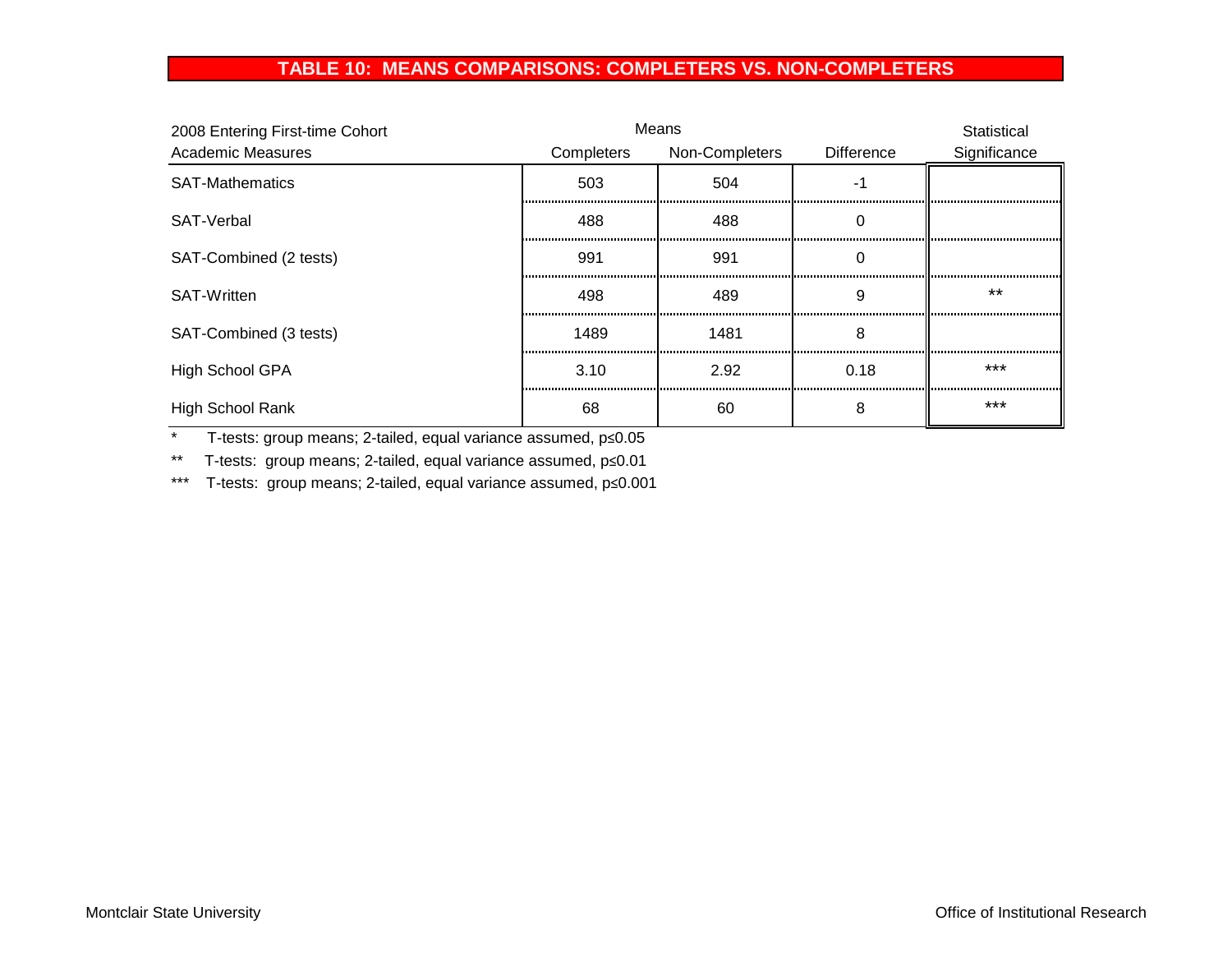# TABLE 10: MEANS COMPARISONS: COMPLETERS VS. NON-COMPLETERS

| 2008 Entering First-time Cohort Academic Measures | Means Completers | Non-Completers | Difference | Statistical Significance |
|---|---|---|---|---|
| SAT-Mathematics | 503 | 504 | -1 | |
| SAT-Verbal | 488 | 488 | 0 | |
| SAT-Combined (2 tests) | 991 | 991 | 0 | |
| SAT-Written | 498 | 489 | 9 | ** |
| SAT-Combined (3 tests) | 1489 | 1481 | 8 | |
| High School GPA | 3.10 | 2.92 | 0.18 | *** |
| High School Rank | 68 | 60 | 8 | *** |

\* T-tests: group means; 2-tailed, equal variance assumed, p≤0.05

\** T-tests: group means; 2-tailed, equal variance assumed, p≤0.01

\*** T-tests: group means; 2-tailed, equal variance assumed, p≤0.001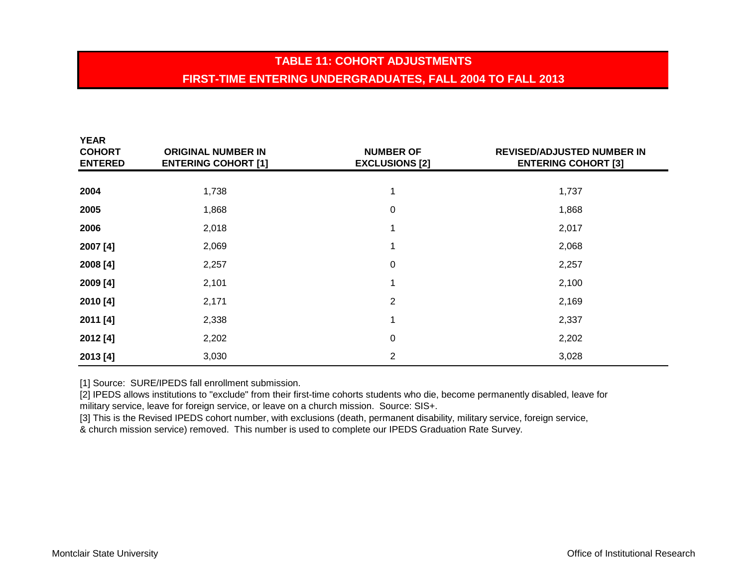## TABLE 11: COHORT ADJUSTMENTS

## FIRST-TIME ENTERING UNDERGRADUATES, FALL 2004 TO FALL 2013

| YEAR COHORT ENTERED | ORIGINAL NUMBER IN ENTERING COHORT [1] | NUMBER OF EXCLUSIONS [2] | REVISED/ADJUSTED NUMBER IN ENTERING COHORT [3] |
|---|---|---|---|
| **2004** | 1,738 | 1 | 1,737 |
| **2005** | 1,868 | 0 | 1,868 |
| **2006** | 2,018 | 1 | 2,017 |
| **2007 [4]** | 2,069 | 1 | 2,068 |
| **2008 [4]** | 2,257 | 0 | 2,257 |
| **2009 [4]** | 2,101 | 1 | 2,100 |
| **2010 [4]** | 2,171 | 2 | 2,169 |
| **2011 [4]** | 2,338 | 1 | 2,337 |
| **2012 [4]** | 2,202 | 0 | 2,202 |
| **2013 [4]** | 3,030 | 2 | 3,028 |

[1] Source: SURE/IPEDS fall enrollment submission.

[2] IPEDS allows institutions to "exclude" from their first-time cohorts students who die, become permanently disabled, leave for military service, leave for foreign service, or leave on a church mission. Source: SIS+.

[3] This is the Revised IPEDS cohort number, with exclusions (death, permanent disability, military service, foreign service, & church mission service) removed. This number is used to complete our IPEDS Graduation Rate Survey.